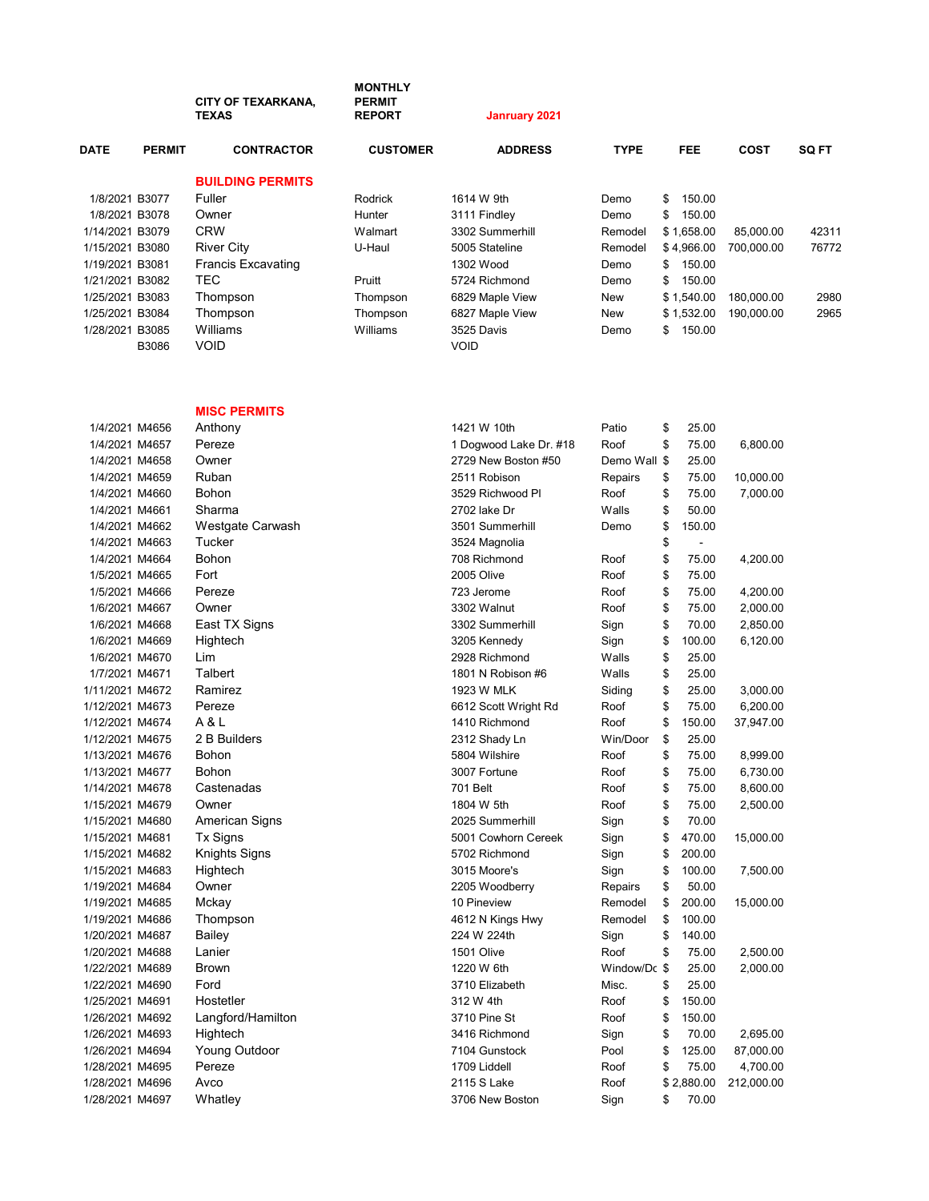**CITY OF TEXARKANA, TEXAS**

**MONTHLY PERMIT REPORT**

**Janruary 2021**

| DATE | PERMIT | CONTRACTOR | CUSTOMER | ADDRESS | TYPE | FEE | COST | SQ FT |
|---|---|---|---|---|---|---|---|---|
| | | **BUILDING PERMITS** | | | | | | |
| 1/8/2021 | B3077 | Fuller | Rodrick | 1614 W 9th | Demo | $ 150.00 | | |
| 1/8/2021 | B3078 | Owner | Hunter | 3111 Findley | Demo | $ 150.00 | | |
| 1/14/2021 | B3079 | CRW | Walmart | 3302 Summerhill | Remodel | $ 1,658.00 | 85,000.00 | 42311 |
| 1/15/2021 | B3080 | River City | U-Haul | 5005 Stateline | Remodel | $ 4,966.00 | 700,000.00 | 76772 |
| 1/19/2021 | B3081 | Francis Excavating | | 1302 Wood | Demo | $ 150.00 | | |
| 1/21/2021 | B3082 | TEC | Pruitt | 5724 Richmond | Demo | $ 150.00 | | |
| 1/25/2021 | B3083 | Thompson | Thompson | 6829 Maple View | New | $ 1,540.00 | 180,000.00 | 2980 |
| 1/25/2021 | B3084 | Thompson | Thompson | 6827 Maple View | New | $ 1,532.00 | 190,000.00 | 2965 |
| 1/28/2021 | B3085 | Williams | Williams | 3525 Davis | Demo | $ 150.00 | | |
| | B3086 | VOID | | VOID | | | | |
| | | **MISC PERMITS** | | | | | | |
| 1/4/2021 | M4656 | Anthony | | 1421 W 10th | Patio | $ 25.00 | | |
| 1/4/2021 | M4657 | Pereze | | 1 Dogwood Lake Dr. #18 | Roof | $ 75.00 | 6,800.00 | |
| 1/4/2021 | M4658 | Owner | | 2729 New Boston #50 | Demo Wall | $ 25.00 | | |
| 1/4/2021 | M4659 | Ruban | | 2511 Robison | Repairs | $ 75.00 | 10,000.00 | |
| 1/4/2021 | M4660 | Bohon | | 3529 Richwood Pl | Roof | $ 75.00 | 7,000.00 | |
| 1/4/2021 | M4661 | Sharma | | 2702 lake Dr | Walls | $ 50.00 | | |
| 1/4/2021 | M4662 | Westgate Carwash | | 3501 Summerhill | Demo | $ 150.00 | | |
| 1/4/2021 | M4663 | Tucker | | 3524 Magnolia | | $ - | | |
| 1/4/2021 | M4664 | Bohon | | 708 Richmond | Roof | $ 75.00 | 4,200.00 | |
| 1/5/2021 | M4665 | Fort | | 2005 Olive | Roof | $ 75.00 | | |
| 1/5/2021 | M4666 | Pereze | | 723 Jerome | Roof | $ 75.00 | 4,200.00 | |
| 1/6/2021 | M4667 | Owner | | 3302 Walnut | Roof | $ 75.00 | 2,000.00 | |
| 1/6/2021 | M4668 | East TX Signs | | 3302 Summerhill | Sign | $ 70.00 | 2,850.00 | |
| 1/6/2021 | M4669 | Hightech | | 3205 Kennedy | Sign | $ 100.00 | 6,120.00 | |
| 1/6/2021 | M4670 | Lim | | 2928 Richmond | Walls | $ 25.00 | | |
| 1/7/2021 | M4671 | Talbert | | 1801 N Robison #6 | Walls | $ 25.00 | | |
| 1/11/2021 | M4672 | Ramirez | | 1923 W MLK | Siding | $ 25.00 | 3,000.00 | |
| 1/12/2021 | M4673 | Pereze | | 6612 Scott Wright Rd | Roof | $ 75.00 | 6,200.00 | |
| 1/12/2021 | M4674 | A & L | | 1410 Richmond | Roof | $ 150.00 | 37,947.00 | |
| 1/12/2021 | M4675 | 2 B Builders | | 2312 Shady Ln | Win/Door | $ 25.00 | | |
| 1/13/2021 | M4676 | Bohon | | 5804 Wilshire | Roof | $ 75.00 | 8,999.00 | |
| 1/13/2021 | M4677 | Bohon | | 3007 Fortune | Roof | $ 75.00 | 6,730.00 | |
| 1/14/2021 | M4678 | Castenadas | | 701 Belt | Roof | $ 75.00 | 8,600.00 | |
| 1/15/2021 | M4679 | Owner | | 1804 W 5th | Roof | $ 75.00 | 2,500.00 | |
| 1/15/2021 | M4680 | American Signs | | 2025 Summerhill | Sign | $ 70.00 | | |
| 1/15/2021 | M4681 | Tx Signs | | 5001 Cowhorn Cereek | Sign | $ 470.00 | 15,000.00 | |
| 1/15/2021 | M4682 | Knights Signs | | 5702 Richmond | Sign | $ 200.00 | | |
| 1/15/2021 | M4683 | Hightech | | 3015 Moore's | Sign | $ 100.00 | 7,500.00 | |
| 1/19/2021 | M4684 | Owner | | 2205 Woodberry | Repairs | $ 50.00 | | |
| 1/19/2021 | M4685 | Mckay | | 10 Pineview | Remodel | $ 200.00 | 15,000.00 | |
| 1/19/2021 | M4686 | Thompson | | 4612 N Kings Hwy | Remodel | $ 100.00 | | |
| 1/20/2021 | M4687 | Bailey | | 224 W 224th | Sign | $ 140.00 | | |
| 1/20/2021 | M4688 | Lanier | | 1501 Olive | Roof | $ 75.00 | 2,500.00 | |
| 1/22/2021 | M4689 | Brown | | 1220 W 6th | Window/Dc | $ 25.00 | 2,000.00 | |
| 1/22/2021 | M4690 | Ford | | 3710 Elizabeth | Misc. | $ 25.00 | | |
| 1/25/2021 | M4691 | Hostetler | | 312 W 4th | Roof | $ 150.00 | | |
| 1/26/2021 | M4692 | Langford/Hamilton | | 3710 Pine St | Roof | $ 150.00 | | |
| 1/26/2021 | M4693 | Hightech | | 3416 Richmond | Sign | $ 70.00 | 2,695.00 | |
| 1/26/2021 | M4694 | Young Outdoor | | 7104 Gunstock | Pool | $ 125.00 | 87,000.00 | |
| 1/28/2021 | M4695 | Pereze | | 1709 Liddell | Roof | $ 75.00 | 4,700.00 | |
| 1/28/2021 | M4696 | Avco | | 2115 S Lake | Roof | $ 2,880.00 | 212,000.00 | |
| 1/28/2021 | M4697 | Whatley | | 3706 New Boston | Sign | $ 70.00 | | |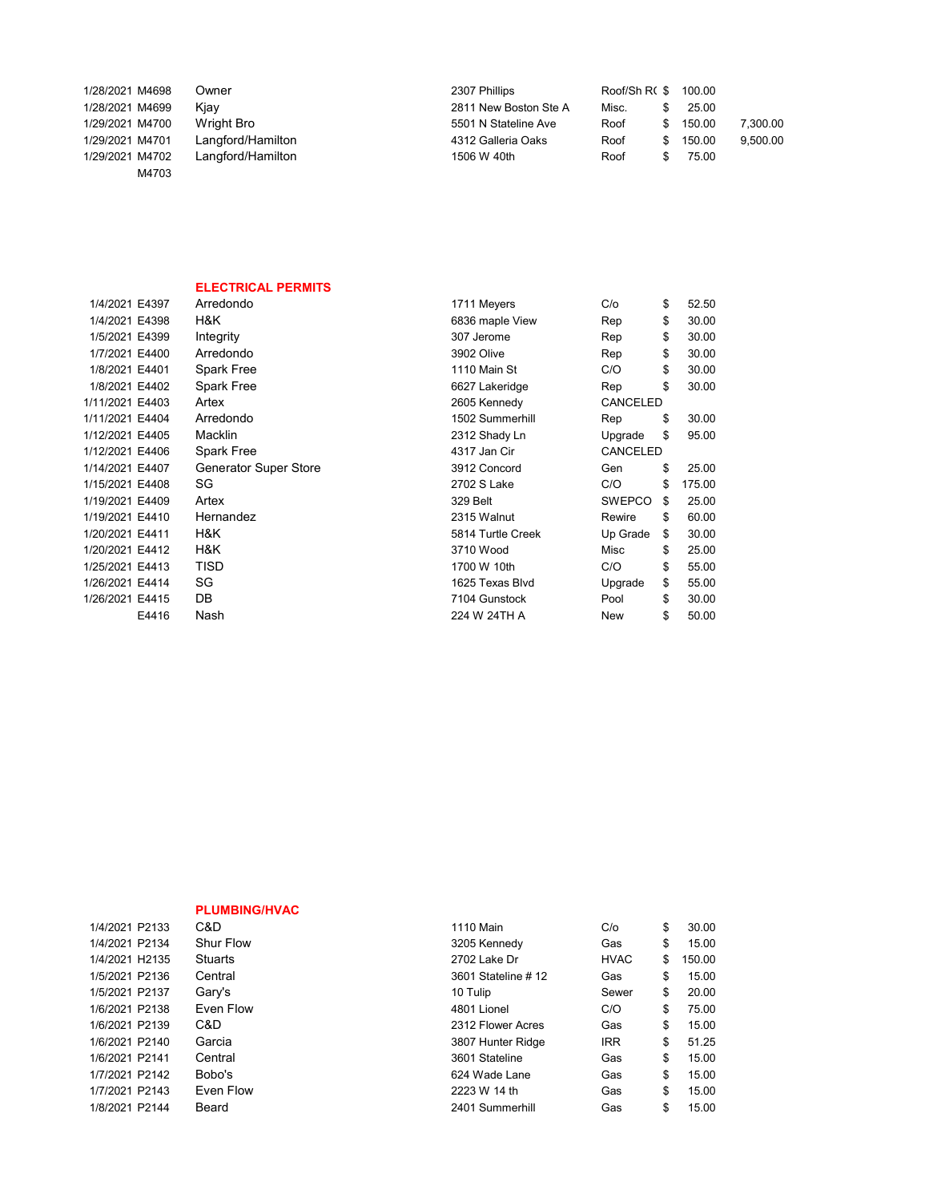| | | | | | | |
|---|---|---|---|---|---|---|
| 1/28/2021 | M4698 | Owner | 2307 Phillips | Roof/Sh R( | $ 100.00 | |
| 1/28/2021 | M4699 | Kjay | 2811 New Boston Ste A | Misc. | $ 25.00 | |
| 1/29/2021 | M4700 | Wright Bro | 5501 N Stateline Ave | Roof | $ 150.00 | 7,300.00 |
| 1/29/2021 | M4701 | Langford/Hamilton | 4312 Galleria Oaks | Roof | $ 150.00 | 9,500.00 |
| 1/29/2021 | M4702 | Langford/Hamilton | 1506 W 40th | Roof | $ 75.00 | |
| | M4703 | | | | | |

## ELECTRICAL PERMITS

| | | | | | |
|---|---|---|---|---|---|
| 1/4/2021 | E4397 | Arredondo | 1711 Meyers | C/o | $ 52.50 |
| 1/4/2021 | E4398 | H&K | 6836 maple View | Rep | $ 30.00 |
| 1/5/2021 | E4399 | Integrity | 307 Jerome | Rep | $ 30.00 |
| 1/7/2021 | E4400 | Arredondo | 3902 Olive | Rep | $ 30.00 |
| 1/8/2021 | E4401 | Spark Free | 1110 Main St | C/O | $ 30.00 |
| 1/8/2021 | E4402 | Spark Free | 6627 Lakeridge | Rep | $ 30.00 |
| 1/11/2021 | E4403 | Artex | 2605 Kennedy | CANCELED | |
| 1/11/2021 | E4404 | Arredondo | 1502 Summerhill | Rep | $ 30.00 |
| 1/12/2021 | E4405 | Macklin | 2312 Shady Ln | Upgrade | $ 95.00 |
| 1/12/2021 | E4406 | Spark Free | 4317 Jan Cir | CANCELED | |
| 1/14/2021 | E4407 | Generator Super Store | 3912 Concord | Gen | $ 25.00 |
| 1/15/2021 | E4408 | SG | 2702 S Lake | C/O | $ 175.00 |
| 1/19/2021 | E4409 | Artex | 329 Belt | SWEPCO | $ 25.00 |
| 1/19/2021 | E4410 | Hernandez | 2315 Walnut | Rewire | $ 60.00 |
| 1/20/2021 | E4411 | H&K | 5814 Turtle Creek | Up Grade | $ 30.00 |
| 1/20/2021 | E4412 | H&K | 3710 Wood | Misc | $ 25.00 |
| 1/25/2021 | E4413 | TISD | 1700 W 10th | C/O | $ 55.00 |
| 1/26/2021 | E4414 | SG | 1625 Texas Blvd | Upgrade | $ 55.00 |
| 1/26/2021 | E4415 | DB | 7104 Gunstock | Pool | $ 30.00 |
| | E4416 | Nash | 224 W 24TH A | New | $ 50.00 |

## PLUMBING/HVAC

| | | | | | |
|---|---|---|---|---|---|
| 1/4/2021 | P2133 | C&D | 1110 Main | C/o | $ 30.00 |
| 1/4/2021 | P2134 | Shur Flow | 3205 Kennedy | Gas | $ 15.00 |
| 1/4/2021 | H2135 | Stuarts | 2702 Lake Dr | HVAC | $ 150.00 |
| 1/5/2021 | P2136 | Central | 3601 Stateline # 12 | Gas | $ 15.00 |
| 1/5/2021 | P2137 | Gary's | 10 Tulip | Sewer | $ 20.00 |
| 1/6/2021 | P2138 | Even Flow | 4801 Lionel | C/O | $ 75.00 |
| 1/6/2021 | P2139 | C&D | 2312 Flower Acres | Gas | $ 15.00 |
| 1/6/2021 | P2140 | Garcia | 3807 Hunter Ridge | IRR | $ 51.25 |
| 1/6/2021 | P2141 | Central | 3601 Stateline | Gas | $ 15.00 |
| 1/7/2021 | P2142 | Bobo's | 624 Wade Lane | Gas | $ 15.00 |
| 1/7/2021 | P2143 | Even Flow | 2223 W 14 th | Gas | $ 15.00 |
| 1/8/2021 | P2144 | Beard | 2401 Summerhill | Gas | $ 15.00 |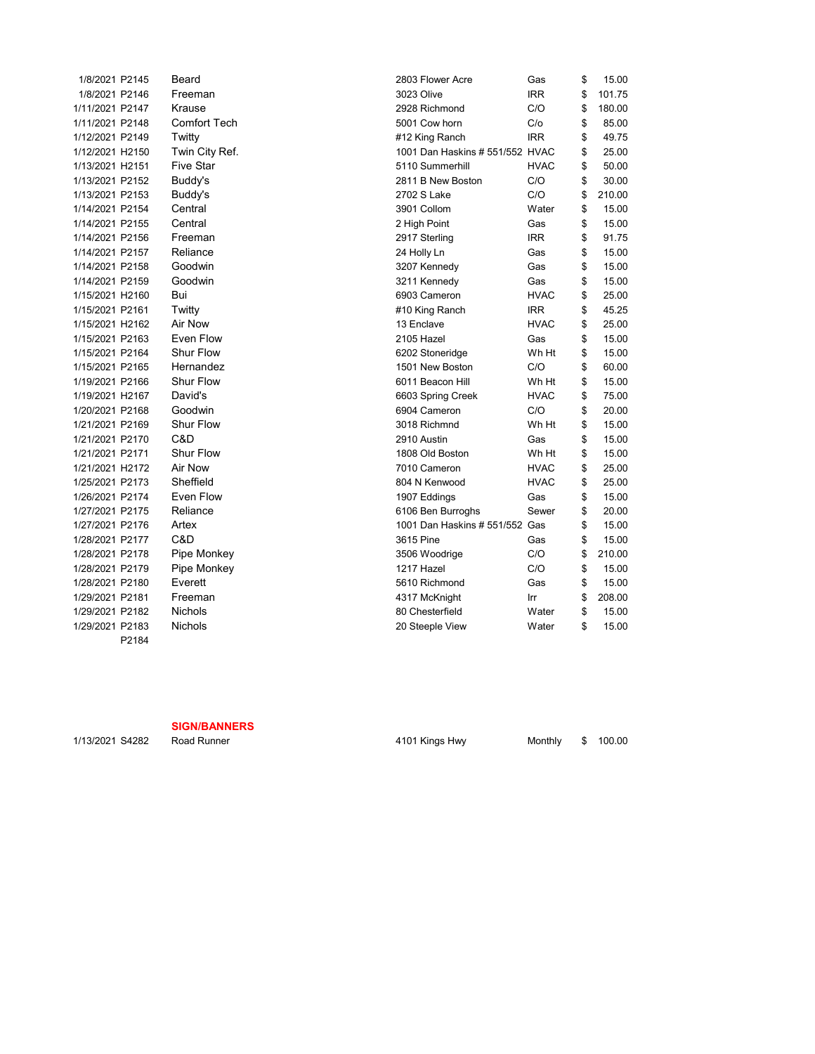| | | | | | |
|---|---|---|---|---|---|
| 1/8/2021 | P2145 | Beard | 2803 Flower Acre | Gas | $ 15.00 |
| 1/8/2021 | P2146 | Freeman | 3023 Olive | IRR | $ 101.75 |
| 1/11/2021 | P2147 | Krause | 2928 Richmond | C/O | $ 180.00 |
| 1/11/2021 | P2148 | Comfort Tech | 5001 Cow horn | C/o | $ 85.00 |
| 1/12/2021 | P2149 | Twitty | #12 King Ranch | IRR | $ 49.75 |
| 1/12/2021 | H2150 | Twin City Ref. | 1001 Dan Haskins # 551/552 | HVAC | $ 25.00 |
| 1/13/2021 | H2151 | Five Star | 5110 Summerhill | HVAC | $ 50.00 |
| 1/13/2021 | P2152 | Buddy's | 2811 B New Boston | C/O | $ 30.00 |
| 1/13/2021 | P2153 | Buddy's | 2702 S Lake | C/O | $ 210.00 |
| 1/14/2021 | P2154 | Central | 3901 Collom | Water | $ 15.00 |
| 1/14/2021 | P2155 | Central | 2 High Point | Gas | $ 15.00 |
| 1/14/2021 | P2156 | Freeman | 2917 Sterling | IRR | $ 91.75 |
| 1/14/2021 | P2157 | Reliance | 24 Holly Ln | Gas | $ 15.00 |
| 1/14/2021 | P2158 | Goodwin | 3207 Kennedy | Gas | $ 15.00 |
| 1/14/2021 | P2159 | Goodwin | 3211 Kennedy | Gas | $ 15.00 |
| 1/15/2021 | H2160 | Bui | 6903 Cameron | HVAC | $ 25.00 |
| 1/15/2021 | P2161 | Twitty | #10 King Ranch | IRR | $ 45.25 |
| 1/15/2021 | H2162 | Air Now | 13 Enclave | HVAC | $ 25.00 |
| 1/15/2021 | P2163 | Even Flow | 2105 Hazel | Gas | $ 15.00 |
| 1/15/2021 | P2164 | Shur Flow | 6202 Stoneridge | Wh Ht | $ 15.00 |
| 1/15/2021 | P2165 | Hernandez | 1501 New Boston | C/O | $ 60.00 |
| 1/19/2021 | P2166 | Shur Flow | 6011 Beacon Hill | Wh Ht | $ 15.00 |
| 1/19/2021 | H2167 | David's | 6603 Spring Creek | HVAC | $ 75.00 |
| 1/20/2021 | P2168 | Goodwin | 6904 Cameron | C/O | $ 20.00 |
| 1/21/2021 | P2169 | Shur Flow | 3018 Richmnd | Wh Ht | $ 15.00 |
| 1/21/2021 | P2170 | C&D | 2910 Austin | Gas | $ 15.00 |
| 1/21/2021 | P2171 | Shur Flow | 1808 Old Boston | Wh Ht | $ 15.00 |
| 1/21/2021 | H2172 | Air Now | 7010 Cameron | HVAC | $ 25.00 |
| 1/25/2021 | P2173 | Sheffield | 804 N Kenwood | HVAC | $ 25.00 |
| 1/26/2021 | P2174 | Even Flow | 1907 Eddings | Gas | $ 15.00 |
| 1/27/2021 | P2175 | Reliance | 6106 Ben Burroghs | Sewer | $ 20.00 |
| 1/27/2021 | P2176 | Artex | 1001 Dan Haskins # 551/552 | Gas | $ 15.00 |
| 1/28/2021 | P2177 | C&D | 3615 Pine | Gas | $ 15.00 |
| 1/28/2021 | P2178 | Pipe Monkey | 3506 Woodrige | C/O | $ 210.00 |
| 1/28/2021 | P2179 | Pipe Monkey | 1217 Hazel | C/O | $ 15.00 |
| 1/28/2021 | P2180 | Everett | 5610 Richmond | Gas | $ 15.00 |
| 1/29/2021 | P2181 | Freeman | 4317 McKnight | Irr | $ 208.00 |
| 1/29/2021 | P2182 | Nichols | 80 Chesterfield | Water | $ 15.00 |
| 1/29/2021 | P2183 | Nichols | 20 Steeple View | Water | $ 15.00 |
| | P2184 | | | | |

**SIGN/BANNERS**

| | | | | | |
|---|---|---|---|---|---|
| 1/13/2021 | S4282 | Road Runner | 4101 Kings Hwy | Monthly | $ 100.00 |